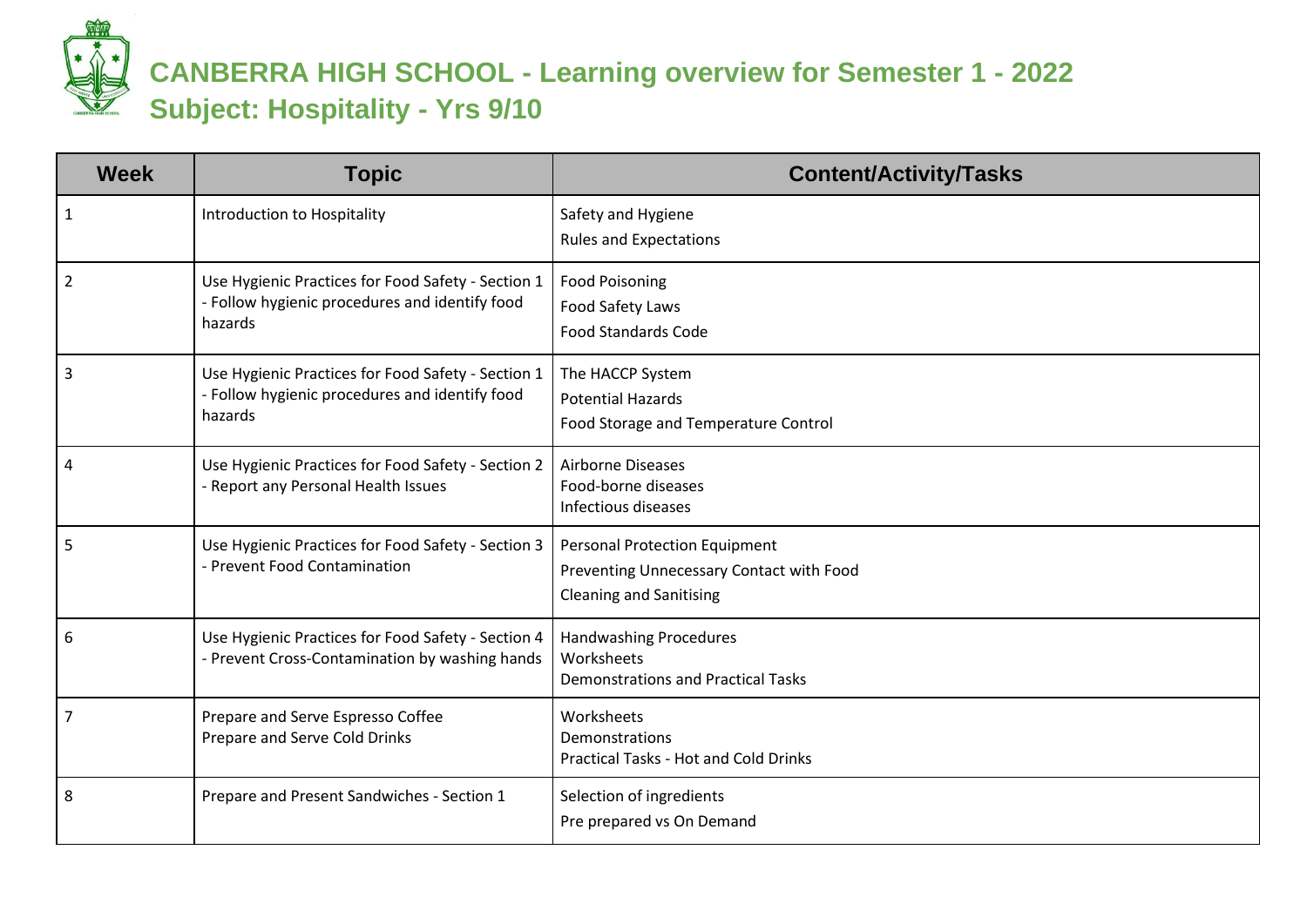# CANBERRA HIGH SCHOOL - Learning overview for Semester 1 - 2022

## Subject: Hospitality - Yrs 9/10

| Week | Topic | Content/Activity/Tasks |
|---|---|---|
| 1 | Introduction to Hospitality | Safety and Hygiene<br>Rules and Expectations |
| 2 | Use Hygienic Practices for Food Safety - Section 1 - Follow hygienic procedures and identify food hazards | Food Poisoning<br>Food Safety Laws<br>Food Standards Code |
| 3 | Use Hygienic Practices for Food Safety - Section 1 - Follow hygienic procedures and identify food hazards | The HACCP System<br>Potential Hazards<br>Food Storage and Temperature Control |
| 4 | Use Hygienic Practices for Food Safety - Section 2 - Report any Personal Health Issues | Airborne Diseases<br>Food-borne diseases<br>Infectious diseases |
| 5 | Use Hygienic Practices for Food Safety - Section 3 - Prevent Food Contamination | Personal Protection Equipment<br>Preventing Unnecessary Contact with Food<br>Cleaning and Sanitising |
| 6 | Use Hygienic Practices for Food Safety - Section 4 - Prevent Cross-Contamination by washing hands | Handwashing Procedures<br>Worksheets<br>Demonstrations and Practical Tasks |
| 7 | Prepare and Serve Espresso Coffee<br>Prepare and Serve Cold Drinks | Worksheets<br>Demonstrations<br>Practical Tasks - Hot and Cold Drinks |
| 8 | Prepare and Present Sandwiches - Section 1 | Selection of ingredients<br>Pre prepared vs On Demand |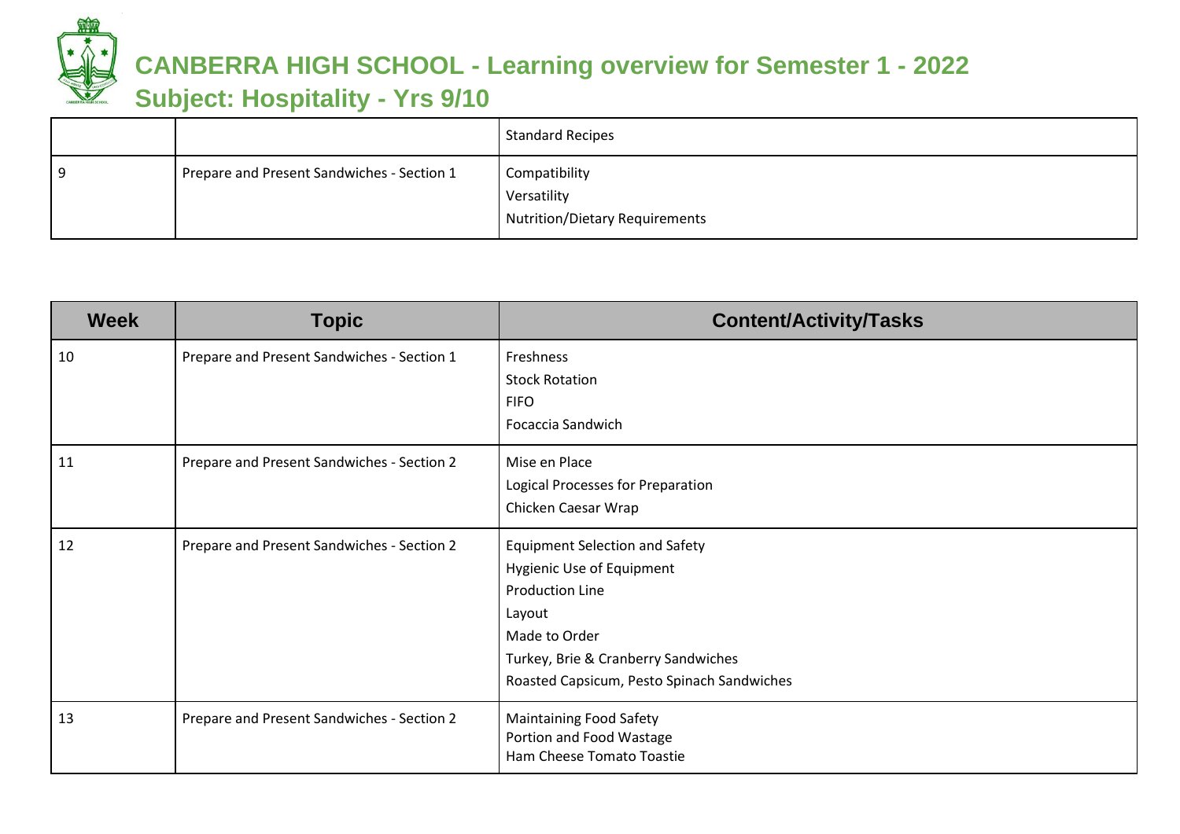# CANBERRA HIGH SCHOOL - Learning overview for Semester 1 - 2022

## Subject: Hospitality - Yrs 9/10

| | | |
|---|---|---|
| | | Standard Recipes |
| 9 | Prepare and Present Sandwiches - Section 1 | Compatibility<br>Versatility<br>Nutrition/Dietary Requirements |

| Week | Topic | Content/Activity/Tasks |
|---|---|---|
| 10 | Prepare and Present Sandwiches - Section 1 | Freshness<br>Stock Rotation<br>FIFO<br>Focaccia Sandwich |
| 11 | Prepare and Present Sandwiches - Section 2 | Mise en Place<br>Logical Processes for Preparation<br>Chicken Caesar Wrap |
| 12 | Prepare and Present Sandwiches - Section 2 | Equipment Selection and Safety<br>Hygienic Use of Equipment<br>Production Line<br>Layout<br>Made to Order<br>Turkey, Brie & Cranberry Sandwiches<br>Roasted Capsicum, Pesto Spinach Sandwiches |
| 13 | Prepare and Present Sandwiches - Section 2 | Maintaining Food Safety<br>Portion and Food Wastage<br>Ham Cheese Tomato Toastie |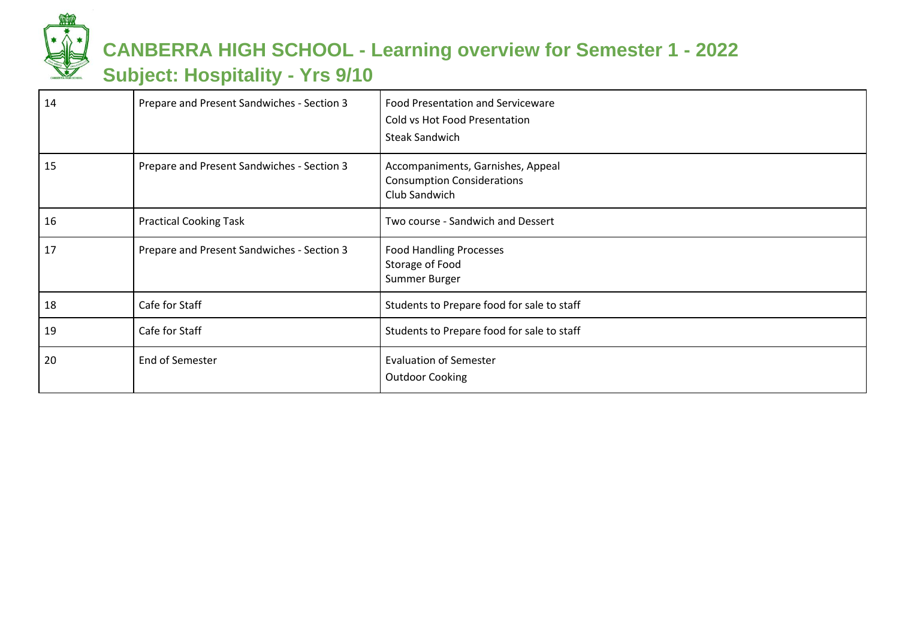# CANBERRA HIGH SCHOOL - Learning overview for Semester 1 - 2022
## Subject: Hospitality - Yrs 9/10

| | | |
|---|---|---|
| 14 | Prepare and Present Sandwiches - Section 3 | Food Presentation and Serviceware<br>Cold vs Hot Food Presentation<br>Steak Sandwich |
| 15 | Prepare and Present Sandwiches - Section 3 | Accompaniments, Garnishes, Appeal<br>Consumption Considerations<br>Club Sandwich |
| 16 | Practical Cooking Task | Two course - Sandwich and Dessert |
| 17 | Prepare and Present Sandwiches - Section 3 | Food Handling Processes<br>Storage of Food<br>Summer Burger |
| 18 | Cafe for Staff | Students to Prepare food for sale to staff |
| 19 | Cafe for Staff | Students to Prepare food for sale to staff |
| 20 | End of Semester | Evaluation of Semester<br>Outdoor Cooking |